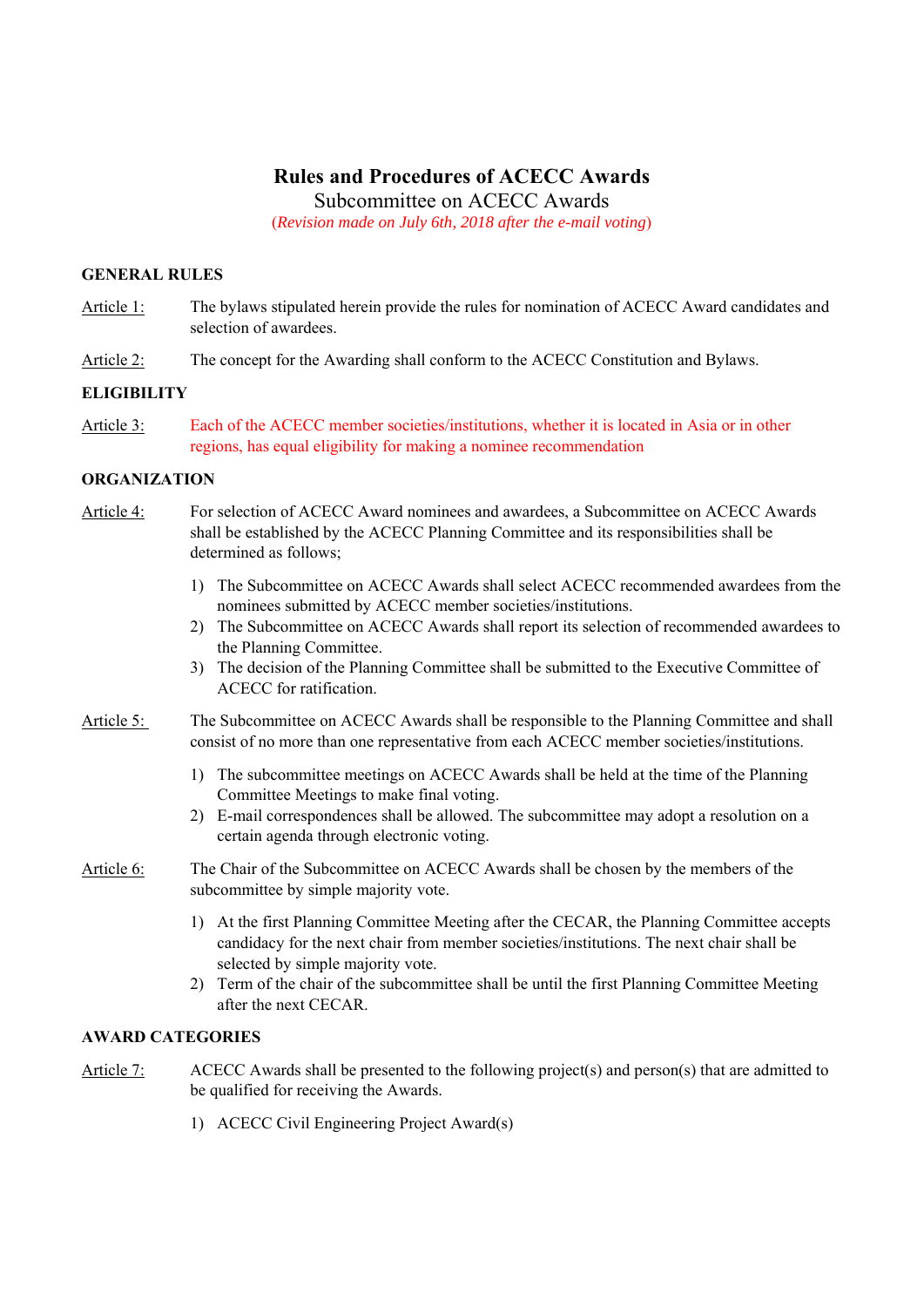# Rules and Procedures of ACECC Awards

## Subcommittee on ACECC Awards

(*Revision made on July 6th, 2018 after the e-mail voting*)

**GENERAL RULES**

Article 1: The bylaws stipulated herein provide the rules for nomination of ACECC Award candidates and selection of awardees.

Article 2: The concept for the Awarding shall conform to the ACECC Constitution and Bylaws.

**ELIGIBILITY**

Article 3: Each of the ACECC member societies/institutions, whether it is located in Asia or in other regions, has equal eligibility for making a nominee recommendation

**ORGANIZATION**

Article 4: For selection of ACECC Award nominees and awardees, a Subcommittee on ACECC Awards shall be established by the ACECC Planning Committee and its responsibilities shall be determined as follows;

1) The Subcommittee on ACECC Awards shall select ACECC recommended awardees from the nominees submitted by ACECC member societies/institutions.
2) The Subcommittee on ACECC Awards shall report its selection of recommended awardees to the Planning Committee.
3) The decision of the Planning Committee shall be submitted to the Executive Committee of ACECC for ratification.

Article 5: The Subcommittee on ACECC Awards shall be responsible to the Planning Committee and shall consist of no more than one representative from each ACECC member societies/institutions.

1) The subcommittee meetings on ACECC Awards shall be held at the time of the Planning Committee Meetings to make final voting.
2) E-mail correspondences shall be allowed. The subcommittee may adopt a resolution on a certain agenda through electronic voting.

Article 6: The Chair of the Subcommittee on ACECC Awards shall be chosen by the members of the subcommittee by simple majority vote.

1) At the first Planning Committee Meeting after the CECAR, the Planning Committee accepts candidacy for the next chair from member societies/institutions. The next chair shall be selected by simple majority vote.
2) Term of the chair of the subcommittee shall be until the first Planning Committee Meeting after the next CECAR.

**AWARD CATEGORIES**

Article 7: ACECC Awards shall be presented to the following project(s) and person(s) that are admitted to be qualified for receiving the Awards.

1) ACECC Civil Engineering Project Award(s)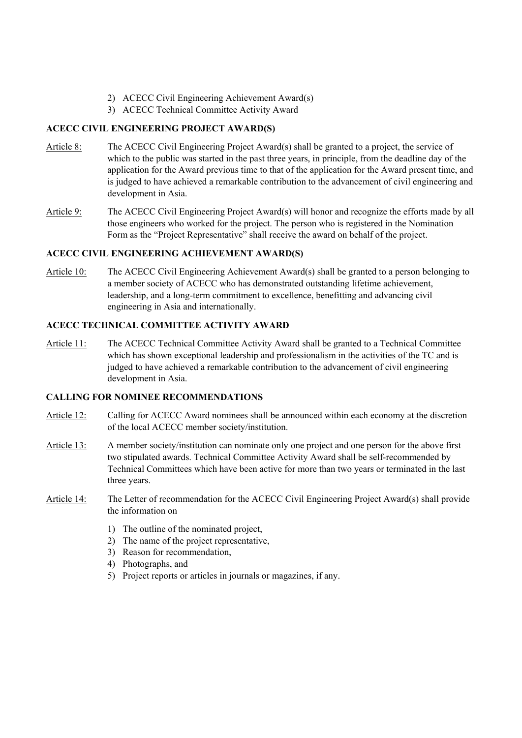2) ACECC Civil Engineering Achievement Award(s)
3) ACECC Technical Committee Activity Award

### ACECC CIVIL ENGINEERING PROJECT AWARD(S)

<u>Article 8:</u> The ACECC Civil Engineering Project Award(s) shall be granted to a project, the service of which to the public was started in the past three years, in principle, from the deadline day of the application for the Award previous time to that of the application for the Award present time, and is judged to have achieved a remarkable contribution to the advancement of civil engineering and development in Asia.

<u>Article 9:</u> The ACECC Civil Engineering Project Award(s) will honor and recognize the efforts made by all those engineers who worked for the project. The person who is registered in the Nomination Form as the "Project Representative" shall receive the award on behalf of the project.

### ACECC CIVIL ENGINEERING ACHIEVEMENT AWARD(S)

<u>Article 10:</u> The ACECC Civil Engineering Achievement Award(s) shall be granted to a person belonging to a member society of ACECC who has demonstrated outstanding lifetime achievement, leadership, and a long-term commitment to excellence, benefitting and advancing civil engineering in Asia and internationally.

### ACECC TECHNICAL COMMITTEE ACTIVITY AWARD

<u>Article 11:</u> The ACECC Technical Committee Activity Award shall be granted to a Technical Committee which has shown exceptional leadership and professionalism in the activities of the TC and is judged to have achieved a remarkable contribution to the advancement of civil engineering development in Asia.

### CALLING FOR NOMINEE RECOMMENDATIONS

<u>Article 12:</u> Calling for ACECC Award nominees shall be announced within each economy at the discretion of the local ACECC member society/institution.

<u>Article 13:</u> A member society/institution can nominate only one project and one person for the above first two stipulated awards. Technical Committee Activity Award shall be self-recommended by Technical Committees which have been active for more than two years or terminated in the last three years.

<u>Article 14:</u> The Letter of recommendation for the ACECC Civil Engineering Project Award(s) shall provide the information on

1) The outline of the nominated project,
2) The name of the project representative,
3) Reason for recommendation,
4) Photographs, and
5) Project reports or articles in journals or magazines, if any.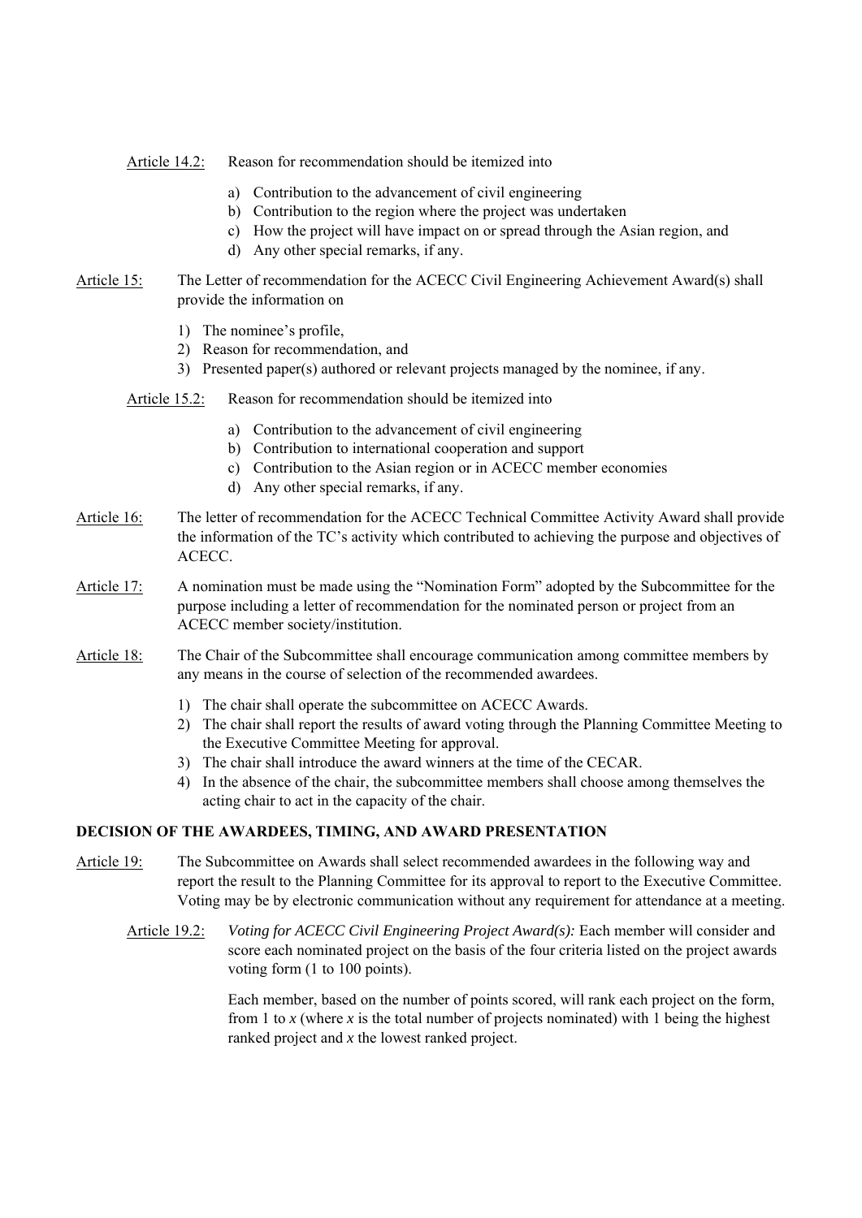Article 14.2: Reason for recommendation should be itemized into

a) Contribution to the advancement of civil engineering
b) Contribution to the region where the project was undertaken
c) How the project will have impact on or spread through the Asian region, and
d) Any other special remarks, if any.

Article 15: The Letter of recommendation for the ACECC Civil Engineering Achievement Award(s) shall provide the information on

1) The nominee's profile,
2) Reason for recommendation, and
3) Presented paper(s) authored or relevant projects managed by the nominee, if any.

Article 15.2: Reason for recommendation should be itemized into

a) Contribution to the advancement of civil engineering
b) Contribution to international cooperation and support
c) Contribution to the Asian region or in ACECC member economies
d) Any other special remarks, if any.

Article 16: The letter of recommendation for the ACECC Technical Committee Activity Award shall provide the information of the TC's activity which contributed to achieving the purpose and objectives of ACECC.

Article 17: A nomination must be made using the "Nomination Form" adopted by the Subcommittee for the purpose including a letter of recommendation for the nominated person or project from an ACECC member society/institution.

Article 18: The Chair of the Subcommittee shall encourage communication among committee members by any means in the course of selection of the recommended awardees.

1) The chair shall operate the subcommittee on ACECC Awards.
2) The chair shall report the results of award voting through the Planning Committee Meeting to the Executive Committee Meeting for approval.
3) The chair shall introduce the award winners at the time of the CECAR.
4) In the absence of the chair, the subcommittee members shall choose among themselves the acting chair to act in the capacity of the chair.

## DECISION OF THE AWARDEES, TIMING, AND AWARD PRESENTATION

Article 19: The Subcommittee on Awards shall select recommended awardees in the following way and report the result to the Planning Committee for its approval to report to the Executive Committee. Voting may be by electronic communication without any requirement for attendance at a meeting.

Article 19.2: *Voting for ACECC Civil Engineering Project Award(s):* Each member will consider and score each nominated project on the basis of the four criteria listed on the project awards voting form (1 to 100 points).

Each member, based on the number of points scored, will rank each project on the form, from 1 to $x$ (where $x$ is the total number of projects nominated) with 1 being the highest ranked project and $x$ the lowest ranked project.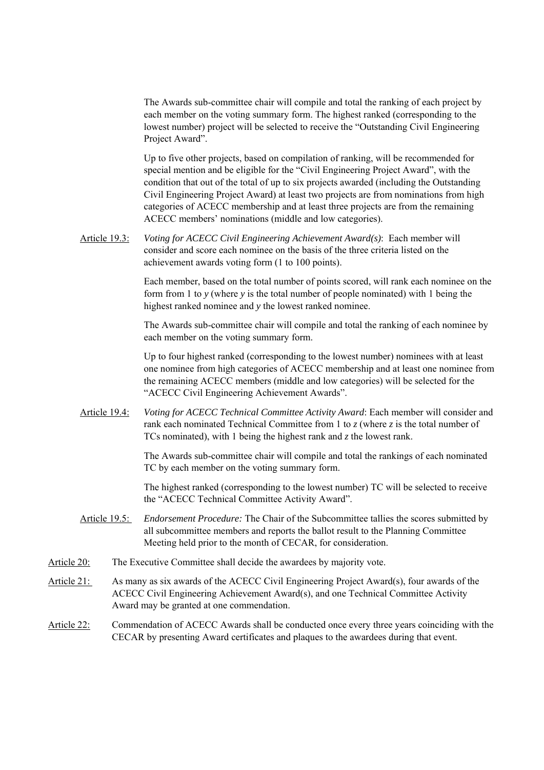The Awards sub-committee chair will compile and total the ranking of each project by each member on the voting summary form. The highest ranked (corresponding to the lowest number) project will be selected to receive the "Outstanding Civil Engineering Project Award".

Up to five other projects, based on compilation of ranking, will be recommended for special mention and be eligible for the "Civil Engineering Project Award", with the condition that out of the total of up to six projects awarded (including the Outstanding Civil Engineering Project Award) at least two projects are from nominations from high categories of ACECC membership and at least three projects are from the remaining ACECC members' nominations (middle and low categories).

<u>Article 19.3:</u> *Voting for ACECC Civil Engineering Achievement Award(s)*: Each member will consider and score each nominee on the basis of the three criteria listed on the achievement awards voting form (1 to 100 points).

Each member, based on the total number of points scored, will rank each nominee on the form from 1 to *y* (where *y* is the total number of people nominated) with 1 being the highest ranked nominee and *y* the lowest ranked nominee.

The Awards sub-committee chair will compile and total the ranking of each nominee by each member on the voting summary form.

Up to four highest ranked (corresponding to the lowest number) nominees with at least one nominee from high categories of ACECC membership and at least one nominee from the remaining ACECC members (middle and low categories) will be selected for the "ACECC Civil Engineering Achievement Awards".

<u>Article 19.4:</u> *Voting for ACECC Technical Committee Activity Award*: Each member will consider and rank each nominated Technical Committee from 1 to *z* (where *z* is the total number of TCs nominated), with 1 being the highest rank and *z* the lowest rank.

The Awards sub-committee chair will compile and total the rankings of each nominated TC by each member on the voting summary form.

The highest ranked (corresponding to the lowest number) TC will be selected to receive the "ACECC Technical Committee Activity Award".

<u>Article 19.5:</u> *Endorsement Procedure:* The Chair of the Subcommittee tallies the scores submitted by all subcommittee members and reports the ballot result to the Planning Committee Meeting held prior to the month of CECAR, for consideration.

<u>Article 20:</u> The Executive Committee shall decide the awardees by majority vote.

<u>Article 21:</u> As many as six awards of the ACECC Civil Engineering Project Award(s), four awards of the ACECC Civil Engineering Achievement Award(s), and one Technical Committee Activity Award may be granted at one commendation.

<u>Article 22:</u> Commendation of ACECC Awards shall be conducted once every three years coinciding with the CECAR by presenting Award certificates and plaques to the awardees during that event.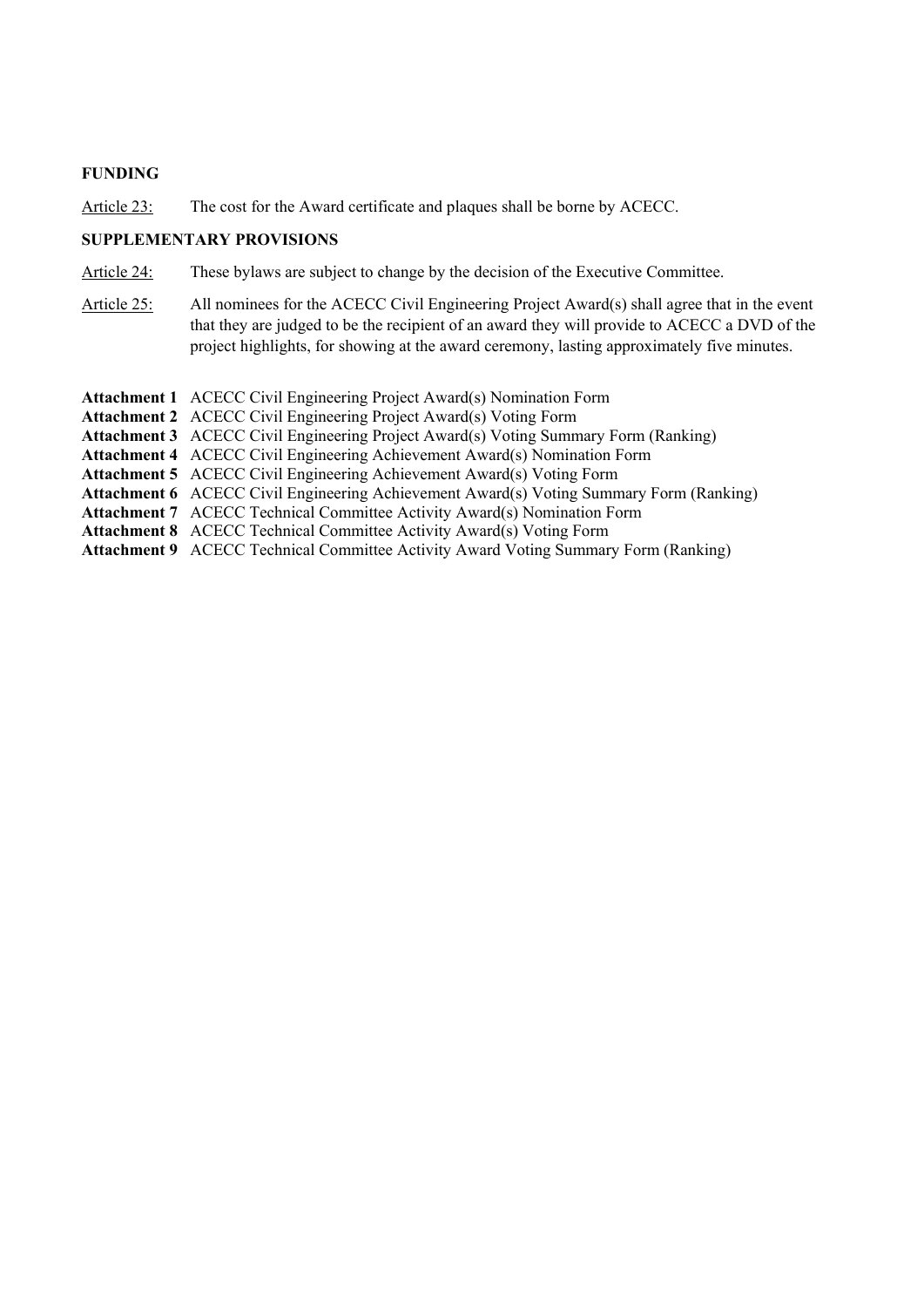**FUNDING**

Article 23: The cost for the Award certificate and plaques shall be borne by ACECC.

**SUPPLEMENTARY PROVISIONS**

Article 24: These bylaws are subject to change by the decision of the Executive Committee.

Article 25: All nominees for the ACECC Civil Engineering Project Award(s) shall agree that in the event that they are judged to be the recipient of an award they will provide to ACECC a DVD of the project highlights, for showing at the award ceremony, lasting approximately five minutes.

**Attachment 1** ACECC Civil Engineering Project Award(s) Nomination Form
**Attachment 2** ACECC Civil Engineering Project Award(s) Voting Form
**Attachment 3** ACECC Civil Engineering Project Award(s) Voting Summary Form (Ranking)
**Attachment 4** ACECC Civil Engineering Achievement Award(s) Nomination Form
**Attachment 5** ACECC Civil Engineering Achievement Award(s) Voting Form
**Attachment 6** ACECC Civil Engineering Achievement Award(s) Voting Summary Form (Ranking)
**Attachment 7** ACECC Technical Committee Activity Award(s) Nomination Form
**Attachment 8** ACECC Technical Committee Activity Award(s) Voting Form
**Attachment 9** ACECC Technical Committee Activity Award Voting Summary Form (Ranking)